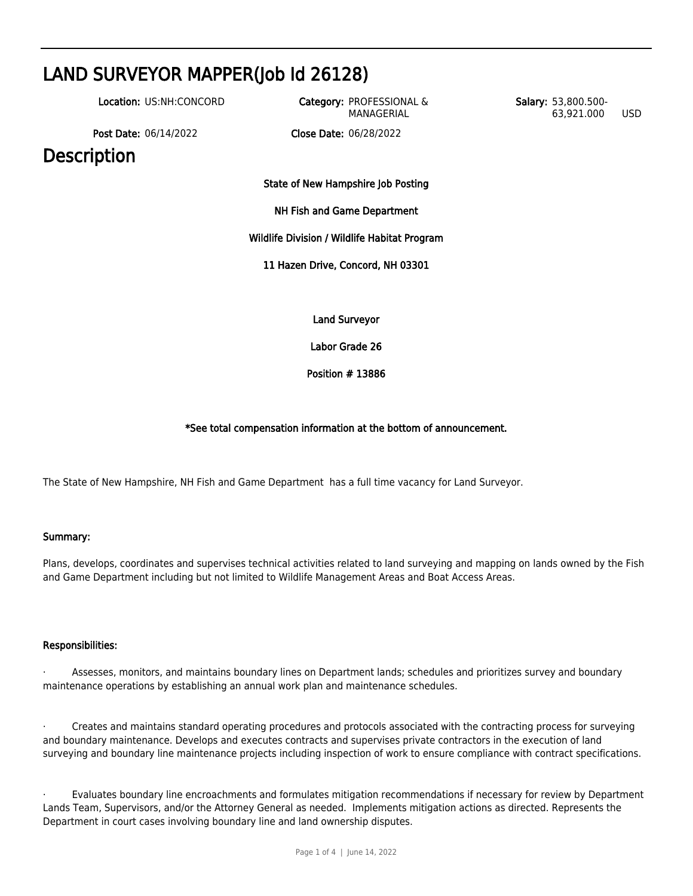# LAND SURVEYOR MAPPER(Job Id 26128)

**Location:** US:NH:CONCORD
**Category:** PROFESSIONAL & MANAGERIAL
**Salary:** 53,800.500-63,921.000 USD

**Post Date:** 06/14/2022
**Close Date:** 06/28/2022

# Description

**State of New Hampshire Job Posting**

**NH Fish and Game Department**

**Wildlife Division / Wildlife Habitat Program**

**11 Hazen Drive, Concord, NH 03301**

**Land Surveyor**

**Labor Grade 26**

**Position # 13886**

***See total compensation information at the bottom of announcement.**

The State of New Hampshire, NH Fish and Game Department has a full time vacancy for Land Surveyor.

**Summary:**

Plans, develops, coordinates and supervises technical activities related to land surveying and mapping on lands owned by the Fish and Game Department including but not limited to Wildlife Management Areas and Boat Access Areas.

**Responsibilities:**

- Assesses, monitors, and maintains boundary lines on Department lands; schedules and prioritizes survey and boundary maintenance operations by establishing an annual work plan and maintenance schedules.

- Creates and maintains standard operating procedures and protocols associated with the contracting process for surveying and boundary maintenance. Develops and executes contracts and supervises private contractors in the execution of land surveying and boundary line maintenance projects including inspection of work to ensure compliance with contract specifications.

- Evaluates boundary line encroachments and formulates mitigation recommendations if necessary for review by Department Lands Team, Supervisors, and/or the Attorney General as needed. Implements mitigation actions as directed. Represents the Department in court cases involving boundary line and land ownership disputes.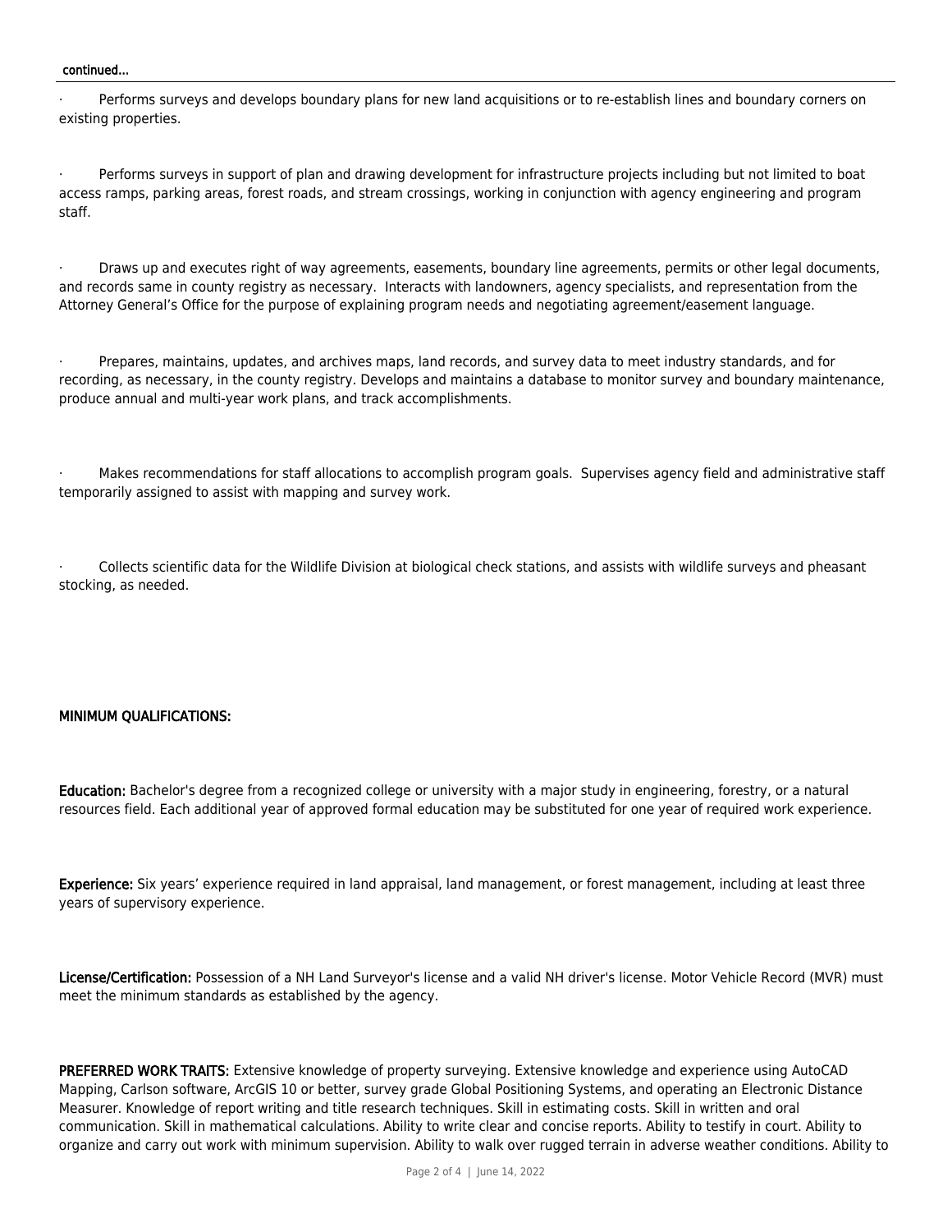continued...

- Performs surveys and develops boundary plans for new land acquisitions or to re-establish lines and boundary corners on existing properties.

- Performs surveys in support of plan and drawing development for infrastructure projects including but not limited to boat access ramps, parking areas, forest roads, and stream crossings, working in conjunction with agency engineering and program staff.

- Draws up and executes right of way agreements, easements, boundary line agreements, permits or other legal documents, and records same in county registry as necessary. Interacts with landowners, agency specialists, and representation from the Attorney General's Office for the purpose of explaining program needs and negotiating agreement/easement language.

- Prepares, maintains, updates, and archives maps, land records, and survey data to meet industry standards, and for recording, as necessary, in the county registry. Develops and maintains a database to monitor survey and boundary maintenance, produce annual and multi-year work plans, and track accomplishments.

- Makes recommendations for staff allocations to accomplish program goals. Supervises agency field and administrative staff temporarily assigned to assist with mapping and survey work.

- Collects scientific data for the Wildlife Division at biological check stations, and assists with wildlife surveys and pheasant stocking, as needed.

**MINIMUM QUALIFICATIONS:**

**Education:** Bachelor's degree from a recognized college or university with a major study in engineering, forestry, or a natural resources field. Each additional year of approved formal education may be substituted for one year of required work experience.

**Experience:** Six years' experience required in land appraisal, land management, or forest management, including at least three years of supervisory experience.

**License/Certification:** Possession of a NH Land Surveyor's license and a valid NH driver's license. Motor Vehicle Record (MVR) must meet the minimum standards as established by the agency.

**PREFERRED WORK TRAITS:** Extensive knowledge of property surveying. Extensive knowledge and experience using AutoCAD Mapping, Carlson software, ArcGIS 10 or better, survey grade Global Positioning Systems, and operating an Electronic Distance Measurer. Knowledge of report writing and title research techniques. Skill in estimating costs. Skill in written and oral communication. Skill in mathematical calculations. Ability to write clear and concise reports. Ability to testify in court. Ability to organize and carry out work with minimum supervision. Ability to walk over rugged terrain in adverse weather conditions. Ability to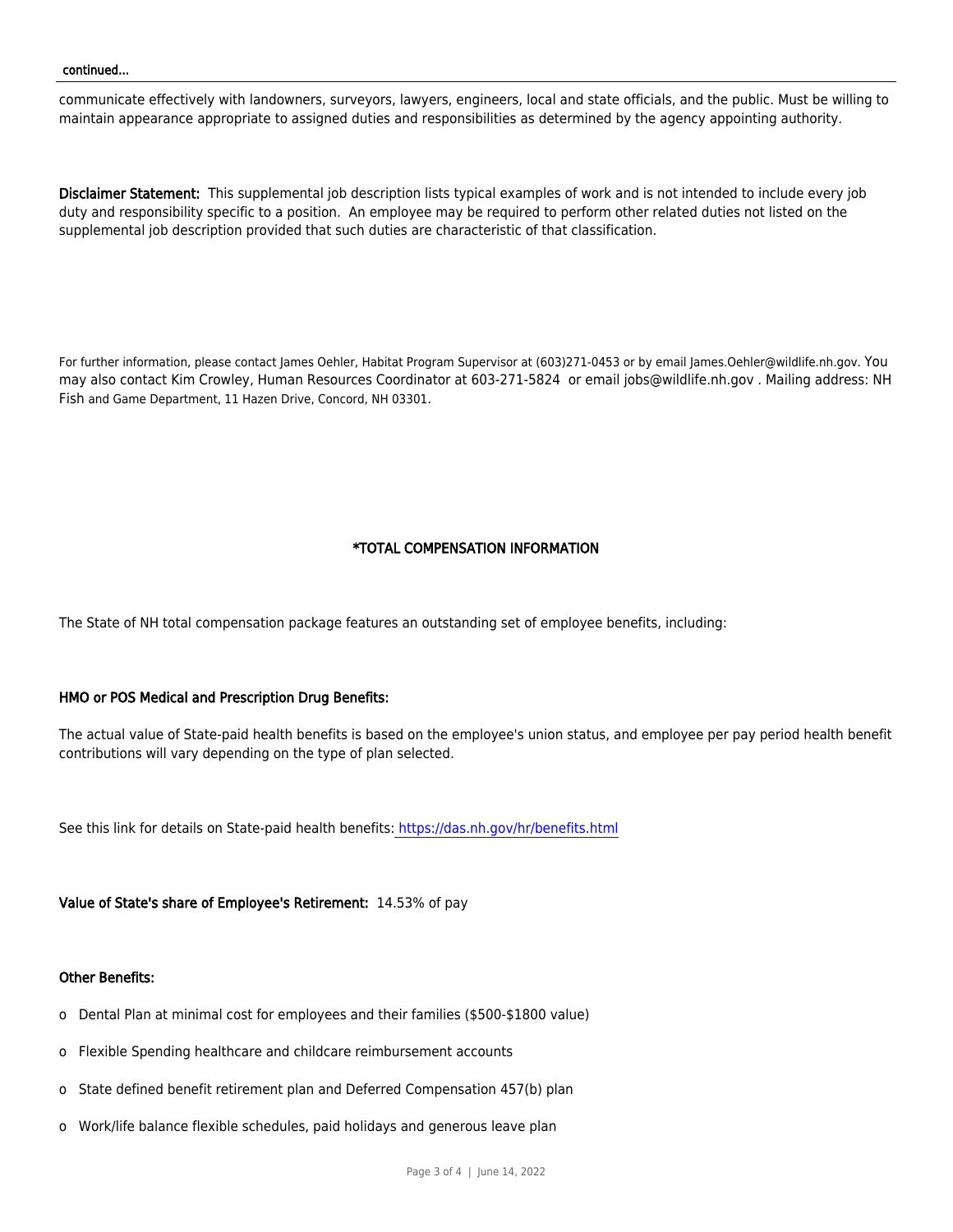continued...

communicate effectively with landowners, surveyors, lawyers, engineers, local and state officials, and the public. Must be willing to maintain appearance appropriate to assigned duties and responsibilities as determined by the agency appointing authority.

**Disclaimer Statement:** This supplemental job description lists typical examples of work and is not intended to include every job duty and responsibility specific to a position. An employee may be required to perform other related duties not listed on the supplemental job description provided that such duties are characteristic of that classification.

For further information, please contact James Oehler, Habitat Program Supervisor at (603)271-0453 or by email James.Oehler@wildlife.nh.gov. You may also contact Kim Crowley, Human Resources Coordinator at 603-271-5824 or email jobs@wildlife.nh.gov . Mailing address: NH Fish and Game Department, 11 Hazen Drive, Concord, NH 03301.

## *TOTAL COMPENSATION INFORMATION

The State of NH total compensation package features an outstanding set of employee benefits, including:

**HMO or POS Medical and Prescription Drug Benefits:**

The actual value of State-paid health benefits is based on the employee's union status, and employee per pay period health benefit contributions will vary depending on the type of plan selected.

See this link for details on State-paid health benefits: https://das.nh.gov/hr/benefits.html

**Value of State's share of Employee's Retirement:** 14.53% of pay

**Other Benefits:**

- Dental Plan at minimal cost for employees and their families ($500-$1800 value)
- Flexible Spending healthcare and childcare reimbursement accounts
- State defined benefit retirement plan and Deferred Compensation 457(b) plan
- Work/life balance flexible schedules, paid holidays and generous leave plan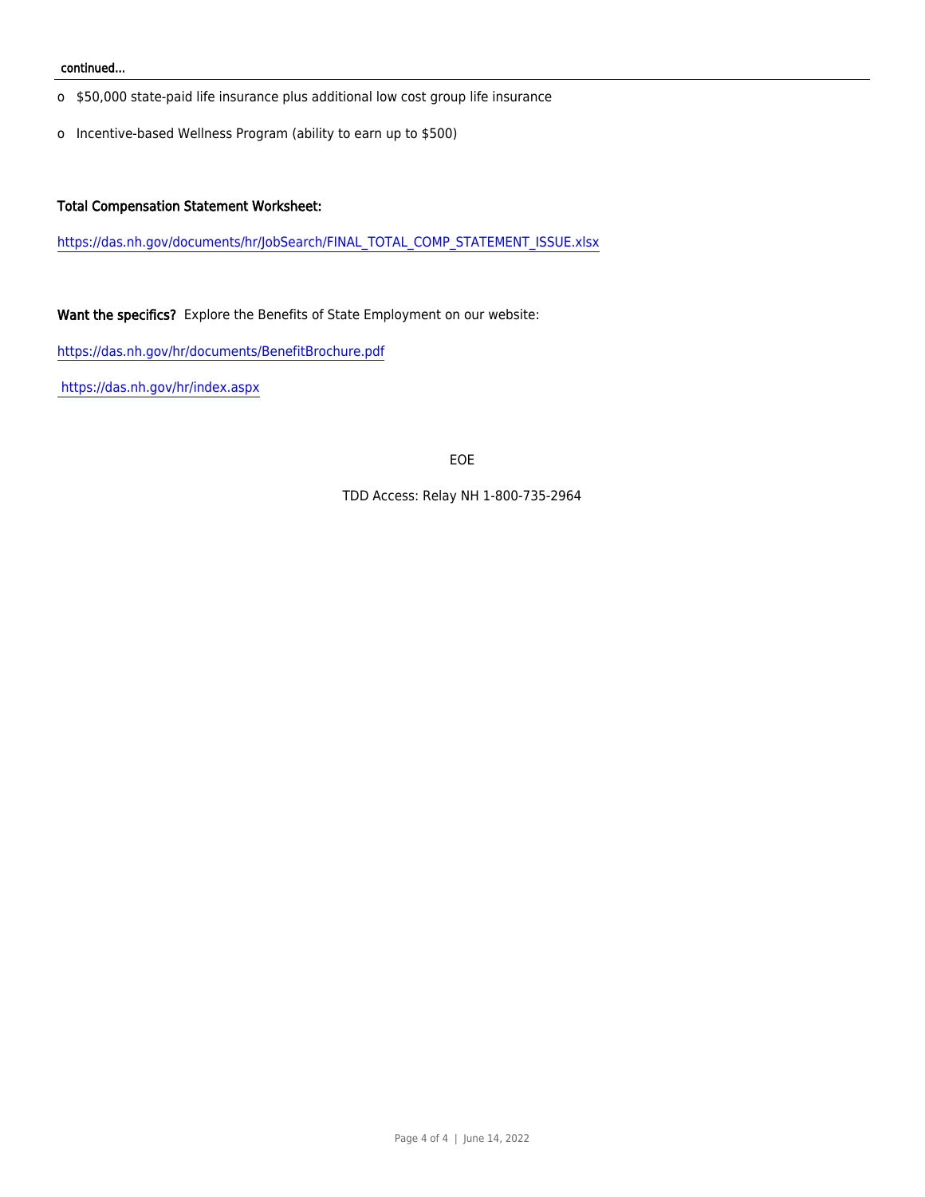continued...

- $50,000 state-paid life insurance plus additional low cost group life insurance
- Incentive-based Wellness Program (ability to earn up to $500)

**Total Compensation Statement Worksheet:**

https://das.nh.gov/documents/hr/JobSearch/FINAL_TOTAL_COMP_STATEMENT_ISSUE.xlsx

**Want the specifics?** Explore the Benefits of State Employment on our website:

https://das.nh.gov/hr/documents/BenefitBrochure.pdf

https://das.nh.gov/hr/index.aspx

EOE

TDD Access: Relay NH 1-800-735-2964